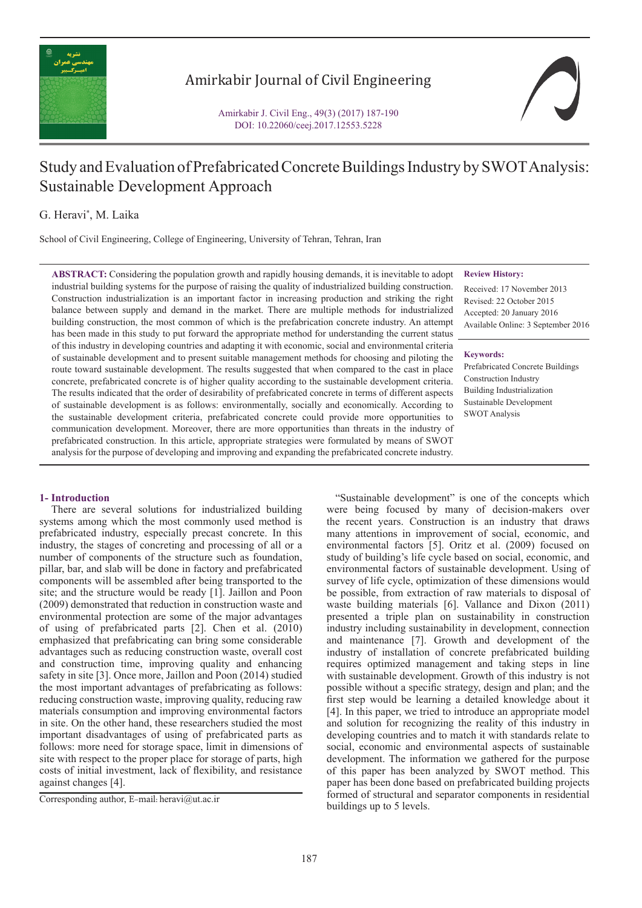# Study and Evaluation of Prefabricated Concrete Buildings Industry by SWOT Analysis: Sustainable Development Approach

G. Heravi*, M. Laika

School of Civil Engineering, College of Engineering, University of Tehran, Tehran, Iran

**ABSTRACT:** Considering the population growth and rapidly housing demands, it is inevitable to adopt industrial building systems for the purpose of raising the quality of industrialized building construction. Construction industrialization is an important factor in increasing production and striking the right balance between supply and demand in the market. There are multiple methods for industrialized building construction, the most common of which is the prefabrication concrete industry. An attempt has been made in this study to put forward the appropriate method for understanding the current status of this industry in developing countries and adapting it with economic, social and environmental criteria of sustainable development and to present suitable management methods for choosing and piloting the route toward sustainable development. The results suggested that when compared to the cast in place concrete, prefabricated concrete is of higher quality according to the sustainable development criteria. The results indicated that the order of desirability of prefabricated concrete in terms of different aspects of sustainable development is as follows: environmentally, socially and economically. According to the sustainable development criteria, prefabricated concrete could provide more opportunities to communication development. Moreover, there are more opportunities than threats in the industry of prefabricated construction. In this article, appropriate strategies were formulated by means of SWOT analysis for the purpose of developing and improving and expanding the prefabricated concrete industry.

**Review History:**

Received: 17 November 2013
Revised: 22 October 2015
Accepted: 20 January 2016
Available Online: 3 September 2016

**Keywords:**

Prefabricated Concrete Buildings
Construction Industry
Building Industrialization
Sustainable Development
SWOT Analysis

## 1- Introduction

There are several solutions for industrialized building systems among which the most commonly used method is prefabricated industry, especially precast concrete. In this industry, the stages of concreting and processing of all or a number of components of the structure such as foundation, pillar, bar, and slab will be done in factory and prefabricated components will be assembled after being transported to the site; and the structure would be ready [1]. Jaillon and Poon (2009) demonstrated that reduction in construction waste and environmental protection are some of the major advantages of using of prefabricated parts [2]. Chen et al. (2010) emphasized that prefabricating can bring some considerable advantages such as reducing construction waste, overall cost and construction time, improving quality and enhancing safety in site [3]. Once more, Jaillon and Poon (2014) studied the most important advantages of prefabricating as follows: reducing construction waste, improving quality, reducing raw materials consumption and improving environmental factors in site. On the other hand, these researchers studied the most important disadvantages of using of prefabricated parts as follows: more need for storage space, limit in dimensions of site with respect to the proper place for storage of parts, high costs of initial investment, lack of flexibility, and resistance against changes [4].

"Sustainable development" is one of the concepts which were being focused by many of decision-makers over the recent years. Construction is an industry that draws many attentions in improvement of social, economic, and environmental factors [5]. Oritz et al. (2009) focused on study of building's life cycle based on social, economic, and environmental factors of sustainable development. Using of survey of life cycle, optimization of these dimensions would be possible, from extraction of raw materials to disposal of waste building materials [6]. Vallance and Dixon (2011) presented a triple plan on sustainability in construction industry including sustainability in development, connection and maintenance [7]. Growth and development of the industry of installation of concrete prefabricated building requires optimized management and taking steps in line with sustainable development. Growth of this industry is not possible without a specific strategy, design and plan; and the first step would be learning a detailed knowledge about it [4]. In this paper, we tried to introduce an appropriate model and solution for recognizing the reality of this industry in developing countries and to match it with standards relate to social, economic and environmental aspects of sustainable development. The information we gathered for the purpose of this paper has been analyzed by SWOT method. This paper has been done based on prefabricated building projects formed of structural and separator components in residential buildings up to 5 levels.

Corresponding author, E-mail: heravi@ut.ac.ir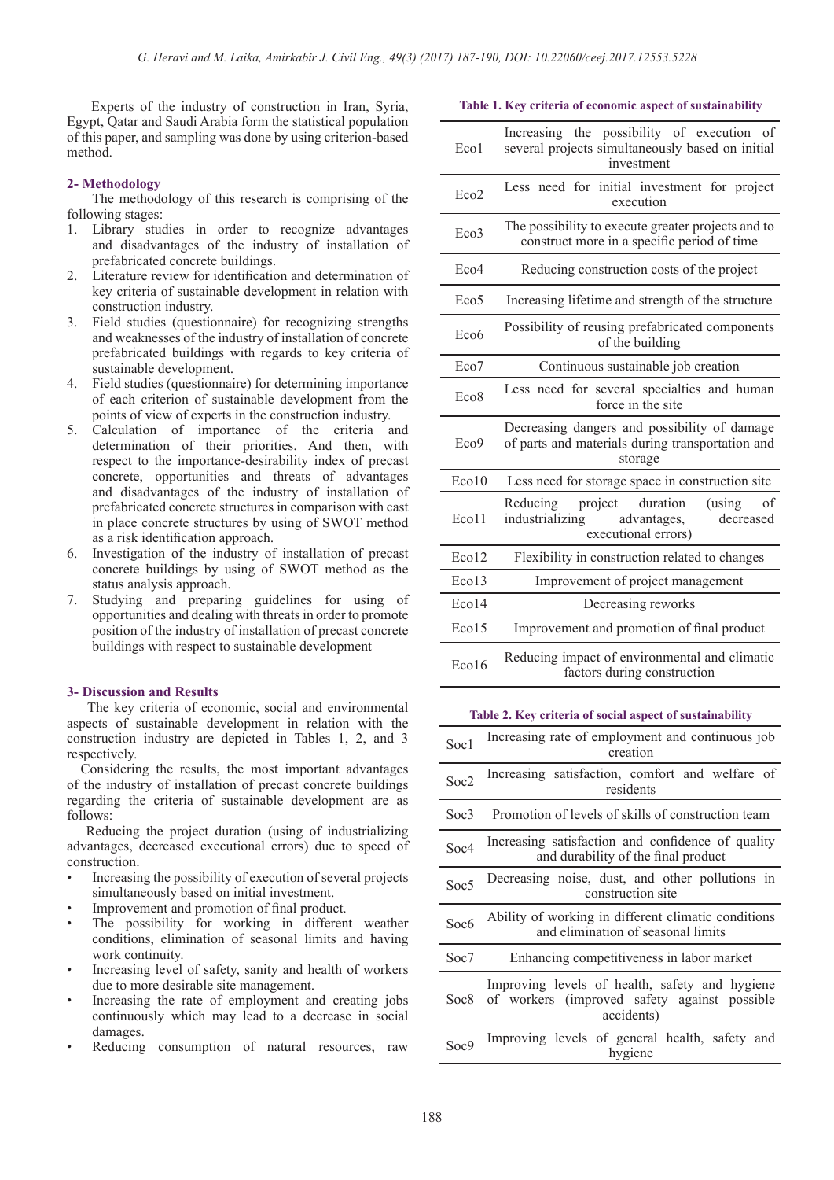Experts of the industry of construction in Iran, Syria, Egypt, Qatar and Saudi Arabia form the statistical population of this paper, and sampling was done by using criterion-based method.

## 2- Methodology

The methodology of this research is comprising of the following stages:

1. Library studies in order to recognize advantages and disadvantages of the industry of installation of prefabricated concrete buildings.
2. Literature review for identification and determination of key criteria of sustainable development in relation with construction industry.
3. Field studies (questionnaire) for recognizing strengths and weaknesses of the industry of installation of concrete prefabricated buildings with regards to key criteria of sustainable development.
4. Field studies (questionnaire) for determining importance of each criterion of sustainable development from the points of view of experts in the construction industry.
5. Calculation of importance of the criteria and determination of their priorities. And then, with respect to the importance-desirability index of precast concrete, opportunities and threats of advantages and disadvantages of the industry of installation of prefabricated concrete structures in comparison with cast in place concrete structures by using of SWOT method as a risk identification approach.
6. Investigation of the industry of installation of precast concrete buildings by using of SWOT method as the status analysis approach.
7. Studying and preparing guidelines for using of opportunities and dealing with threats in order to promote position of the industry of installation of precast concrete buildings with respect to sustainable development

## 3- Discussion and Results

The key criteria of economic, social and environmental aspects of sustainable development in relation with the construction industry are depicted in Tables 1, 2, and 3 respectively.

Considering the results, the most important advantages of the industry of installation of precast concrete buildings regarding the criteria of sustainable development are as follows:

Reducing the project duration (using of industrializing advantages, decreased executional errors) due to speed of construction.

- Increasing the possibility of execution of several projects simultaneously based on initial investment.
- Improvement and promotion of final product.
- The possibility for working in different weather conditions, elimination of seasonal limits and having work continuity.
- Increasing level of safety, sanity and health of workers due to more desirable site management.
- Increasing the rate of employment and creating jobs continuously which may lead to a decrease in social damages.
- Reducing consumption of natural resources, raw

**Table 1. Key criteria of economic aspect of sustainability**

| | |
|---|---|
| Eco1 | Increasing the possibility of execution of several projects simultaneously based on initial investment |
| Eco2 | Less need for initial investment for project execution |
| Eco3 | The possibility to execute greater projects and to construct more in a specific period of time |
| Eco4 | Reducing construction costs of the project |
| Eco5 | Increasing lifetime and strength of the structure |
| Eco6 | Possibility of reusing prefabricated components of the building |
| Eco7 | Continuous sustainable job creation |
| Eco8 | Less need for several specialties and human force in the site |
| Eco9 | Decreasing dangers and possibility of damage of parts and materials during transportation and storage |
| Eco10 | Less need for storage space in construction site |
| Eco11 | Reducing project duration (using of industrializing advantages, decreased executional errors) |
| Eco12 | Flexibility in construction related to changes |
| Eco13 | Improvement of project management |
| Eco14 | Decreasing reworks |
| Eco15 | Improvement and promotion of final product |
| Eco16 | Reducing impact of environmental and climatic factors during construction |

**Table 2. Key criteria of social aspect of sustainability**

| | |
|---|---|
| Soc1 | Increasing rate of employment and continuous job creation |
| Soc2 | Increasing satisfaction, comfort and welfare of residents |
| Soc3 | Promotion of levels of skills of construction team |
| Soc4 | Increasing satisfaction and confidence of quality and durability of the final product |
| Soc5 | Decreasing noise, dust, and other pollutions in construction site |
| Soc6 | Ability of working in different climatic conditions and elimination of seasonal limits |
| Soc7 | Enhancing competitiveness in labor market |
| Soc8 | Improving levels of health, safety and hygiene of workers (improved safety against possible accidents) |
| Soc9 | Improving levels of general health, safety and hygiene |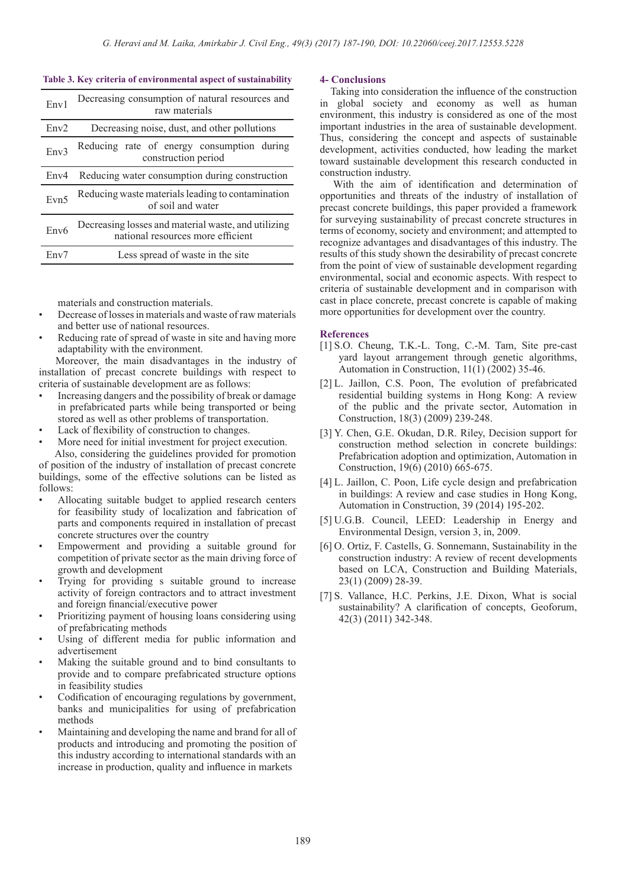**Table 3. Key criteria of environmental aspect of sustainability**

| | |
|---|---|
| Env1 | Decreasing consumption of natural resources and raw materials |
| Env2 | Decreasing noise, dust, and other pollutions |
| Env3 | Reducing rate of energy consumption during construction period |
| Env4 | Reducing water consumption during construction |
| Evn5 | Reducing waste materials leading to contamination of soil and water |
| Env6 | Decreasing losses and material waste, and utilizing national resources more efficient |
| Env7 | Less spread of waste in the site |

materials and construction materials.

- Decrease of losses in materials and waste of raw materials and better use of national resources.
- Reducing rate of spread of waste in site and having more adaptability with the environment.

Moreover, the main disadvantages in the industry of installation of precast concrete buildings with respect to criteria of sustainable development are as follows:

- Increasing dangers and the possibility of break or damage in prefabricated parts while being transported or being stored as well as other problems of transportation.
- Lack of flexibility of construction to changes.
- More need for initial investment for project execution.

Also, considering the guidelines provided for promotion of position of the industry of installation of precast concrete buildings, some of the effective solutions can be listed as follows:

- Allocating suitable budget to applied research centers for feasibility study of localization and fabrication of parts and components required in installation of precast concrete structures over the country
- Empowerment and providing a suitable ground for competition of private sector as the main driving force of growth and development
- Trying for providing s suitable ground to increase activity of foreign contractors and to attract investment and foreign financial/executive power
- Prioritizing payment of housing loans considering using of prefabricating methods
- Using of different media for public information and advertisement
- Making the suitable ground and to bind consultants to provide and to compare prefabricated structure options in feasibility studies
- Codification of encouraging regulations by government, banks and municipalities for using of prefabrication methods
- Maintaining and developing the name and brand for all of products and introducing and promoting the position of this industry according to international standards with an increase in production, quality and influence in markets

## 4- Conclusions

Taking into consideration the influence of the construction in global society and economy as well as human environment, this industry is considered as one of the most important industries in the area of sustainable development. Thus, considering the concept and aspects of sustainable development, activities conducted, how leading the market toward sustainable development this research conducted in construction industry.

With the aim of identification and determination of opportunities and threats of the industry of installation of precast concrete buildings, this paper provided a framework for surveying sustainability of precast concrete structures in terms of economy, society and environment; and attempted to recognize advantages and disadvantages of this industry. The results of this study shown the desirability of precast concrete from the point of view of sustainable development regarding environmental, social and economic aspects. With respect to criteria of sustainable development and in comparison with cast in place concrete, precast concrete is capable of making more opportunities for development over the country.

## References

[1] S.O. Cheung, T.K.-L. Tong, C.-M. Tam, Site pre-cast yard layout arrangement through genetic algorithms, Automation in Construction, 11(1) (2002) 35-46.

[2] L. Jaillon, C.S. Poon, The evolution of prefabricated residential building systems in Hong Kong: A review of the public and the private sector, Automation in Construction, 18(3) (2009) 239-248.

[3] Y. Chen, G.E. Okudan, D.R. Riley, Decision support for construction method selection in concrete buildings: Prefabrication adoption and optimization, Automation in Construction, 19(6) (2010) 665-675.

[4] L. Jaillon, C. Poon, Life cycle design and prefabrication in buildings: A review and case studies in Hong Kong, Automation in Construction, 39 (2014) 195-202.

[5] U.G.B. Council, LEED: Leadership in Energy and Environmental Design, version 3, in, 2009.

[6] O. Ortiz, F. Castells, G. Sonnemann, Sustainability in the construction industry: A review of recent developments based on LCA, Construction and Building Materials, 23(1) (2009) 28-39.

[7] S. Vallance, H.C. Perkins, J.E. Dixon, What is social sustainability? A clarification of concepts, Geoforum, 42(3) (2011) 342-348.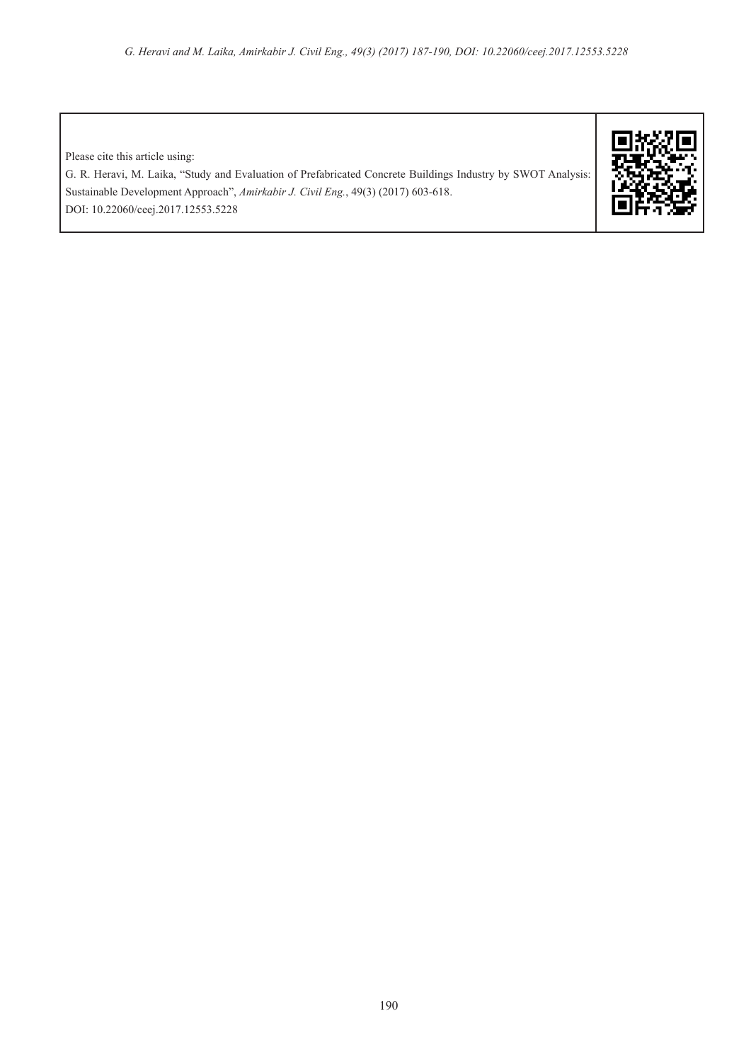Please cite this article using:

G. R. Heravi, M. Laika, "Study and Evaluation of Prefabricated Concrete Buildings Industry by SWOT Analysis: Sustainable Development Approach", *Amirkabir J. Civil Eng.*, 49(3) (2017) 603-618.

DOI: 10.22060/ceej.2017.12553.5228